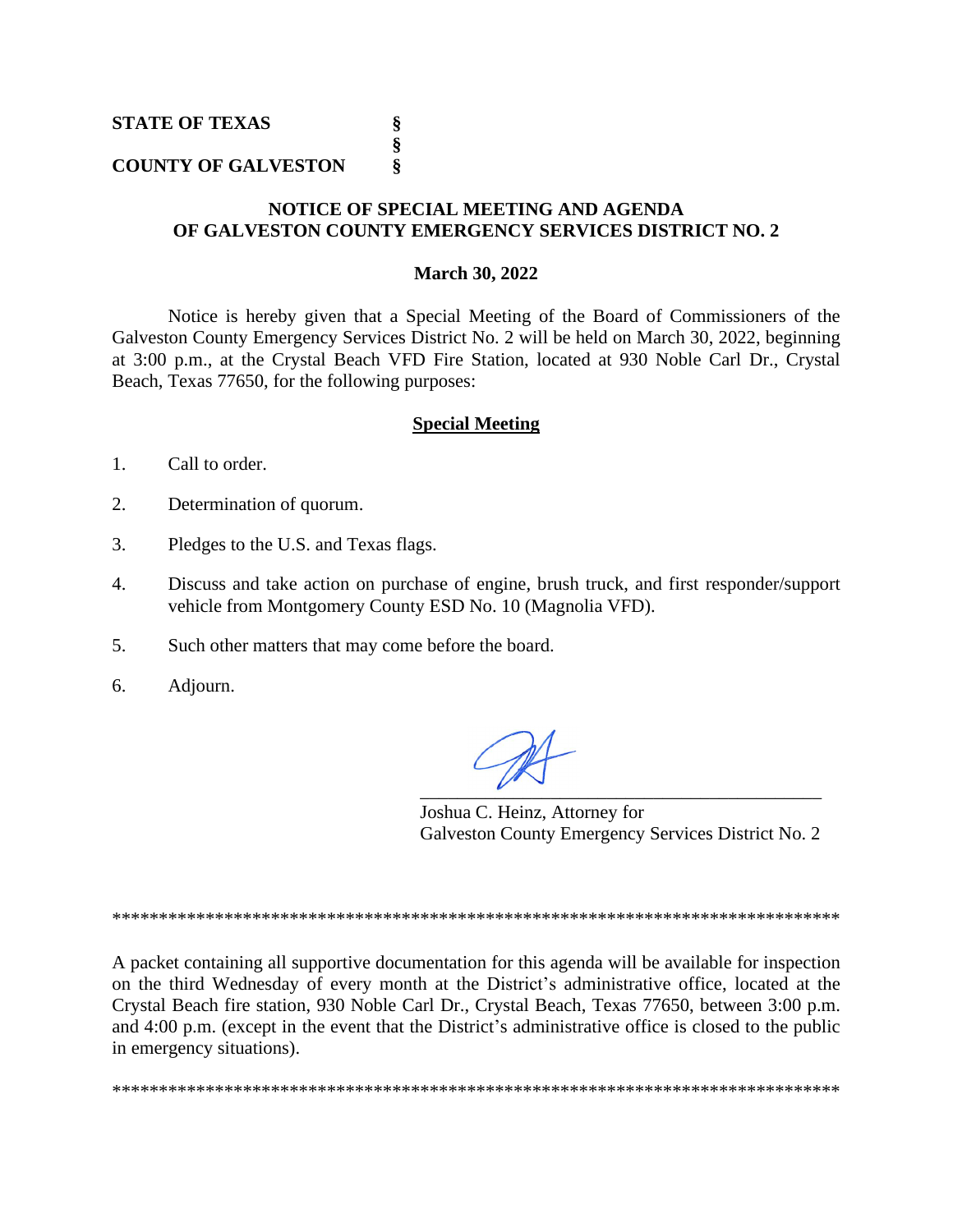**STATE OF TEXAS** §
§
**COUNTY OF GALVESTON** §

## NOTICE OF SPECIAL MEETING AND AGENDA OF GALVESTON COUNTY EMERGENCY SERVICES DISTRICT NO. 2

**March 30, 2022**

Notice is hereby given that a Special Meeting of the Board of Commissioners of the Galveston County Emergency Services District No. 2 will be held on March 30, 2022, beginning at 3:00 p.m., at the Crystal Beach VFD Fire Station, located at 930 Noble Carl Dr., Crystal Beach, Texas 77650, for the following purposes:

### Special Meeting

1. Call to order.
2. Determination of quorum.
3. Pledges to the U.S. and Texas flags.
4. Discuss and take action on purchase of engine, brush truck, and first responder/support vehicle from Montgomery County ESD No. 10 (Magnolia VFD).
5. Such other matters that may come before the board.
6. Adjourn.

\_\_\_\_\_\_\_\_\_\_\_\_\_\_\_\_\_\_\_\_\_\_\_\_\_\_\_\_\_\_\_\_\_\_\_\_\_\_\_\_\_\_
Joshua C. Heinz, Attorney for
Galveston County Emergency Services District No. 2

\*\*\*\*\*\*\*\*\*\*\*\*\*\*\*\*\*\*\*\*\*\*\*\*\*\*\*\*\*\*\*\*\*\*\*\*\*\*\*\*\*\*\*\*\*\*\*\*\*\*\*\*\*\*\*\*\*\*\*\*\*\*\*\*\*\*\*\*\*\*\*\*\*\*\*\*\*\*

A packet containing all supportive documentation for this agenda will be available for inspection on the third Wednesday of every month at the District's administrative office, located at the Crystal Beach fire station, 930 Noble Carl Dr., Crystal Beach, Texas 77650, between 3:00 p.m. and 4:00 p.m. (except in the event that the District's administrative office is closed to the public in emergency situations).

\*\*\*\*\*\*\*\*\*\*\*\*\*\*\*\*\*\*\*\*\*\*\*\*\*\*\*\*\*\*\*\*\*\*\*\*\*\*\*\*\*\*\*\*\*\*\*\*\*\*\*\*\*\*\*\*\*\*\*\*\*\*\*\*\*\*\*\*\*\*\*\*\*\*\*\*\*\*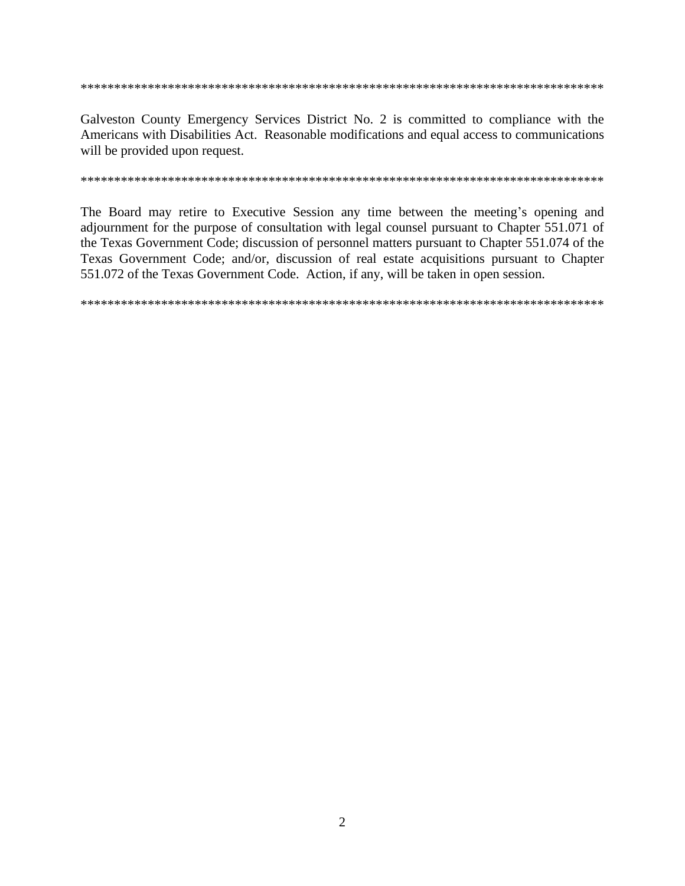********************************************************************************

Galveston County Emergency Services District No. 2 is committed to compliance with the Americans with Disabilities Act. Reasonable modifications and equal access to communications will be provided upon request.

********************************************************************************

The Board may retire to Executive Session any time between the meeting's opening and adjournment for the purpose of consultation with legal counsel pursuant to Chapter 551.071 of the Texas Government Code; discussion of personnel matters pursuant to Chapter 551.074 of the Texas Government Code; and/or, discussion of real estate acquisitions pursuant to Chapter 551.072 of the Texas Government Code. Action, if any, will be taken in open session.

********************************************************************************